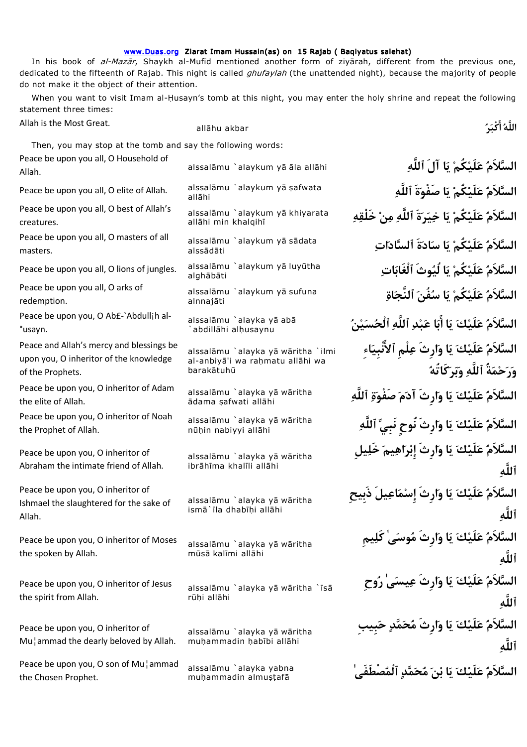# www.Duas.org Ziarat Imam Hussain(as) on 15 Rajab ( Baqiyatus salehat)

In his book of *al-Mazār*, Shaykh al-Mufīd mentioned another form of ziyārah, different from the previous one, dedicated to the fifteenth of Rajab. This night is called *ghufaylah* (the unattended night), because the majority of people do not make it the object of their attention.

When you want to visit Imam al-Ḥusayn's tomb at this night, you may enter the holy shrine and repeat the following statement three times:

| | | |
|---|---|---|
| Allah is the Most Great. | allāhu akbar | اللَّهُ أَكْبَرُ |

Then, you may stop at the tomb and say the following words:

| | | |
|---|---|---|
| Peace be upon you all, O Household of Allah. | alssalāmu `alaykum yā āla allāhi | السَّلاَمُ عَلَيْكُمْ يَا آلَ ٱللَّهِ |
| Peace be upon you all, O elite of Allah. | alssalāmu `alaykum yā ṣafwata allāhi | السَّلاَمُ عَلَيْكُمْ يَا صَفْوَةَ ٱللَّهِ |
| Peace be upon you all, O best of Allah's creatures. | alssalāmu `alaykum yā khiyarata allāhi min khalqihī | السَّلاَمُ عَلَيْكُمْ يَا خِيَرَةَ ٱللَّهِ مِنْ خَلْقِهِ |
| Peace be upon you all, O masters of all masters. | alssalāmu `alaykum yā sādata alssādāti | السَّلاَمُ عَلَيْكُمْ يَا سَادَةَ ٱلسَّادَاتِ |
| Peace be upon you all, O lions of jungles. | alssalāmu `alaykum yā luyūtha alghābāti | السَّلاَمُ عَلَيْكُمْ يَا لُيُوثَ ٱلْغَابَاتِ |
| Peace be upon you all, O arks of redemption. | alssalāmu `alaykum yā sufuna alnnajāti | السَّلاَمُ عَلَيْكُمْ يَا سُفُنَ ٱلنَّجَاةِ |
| Peace be upon you, O Ab£-`Abdullįh al-°usayn. | alssalāmu `alayka yā abā `abdillāhi alḥusaynu | السَّلاَمُ عَلَيْكَ يَا أَبَا عَبْدِ ٱللَّهِ ٱلْحُسَيْنُ |
| Peace and Allah's mercy and blessings be upon you, O inheritor of the knowledge of the Prophets. | alssalāmu `alayka yā wāritha `ilmi al-anbiyā'i wa raḥmatu allāhi wa barakātuhū | السَّلاَمُ عَلَيْكَ يَا وَارِثَ عِلْمِ ٱلأَنْبِيَاءِ وَرَحْمَةُ ٱللَّهِ وَبَرَكَاتُهُ |
| Peace be upon you, O inheritor of Adam the elite of Allah. | alssalāmu `alayka yā wāritha ādama ṣafwati allāhi | السَّلاَمُ عَلَيْكَ يَا وَارِثَ آدَمَ صَفْوَةِ ٱللَّهِ |
| Peace be upon you, O inheritor of Noah the Prophet of Allah. | alssalāmu `alayka yā wāritha nūḥin nabiyyi allāhi | السَّلاَمُ عَلَيْكَ يَا وَارِثَ نُوحٍ نَبِيِّ ٱللَّهِ |
| Peace be upon you, O inheritor of Abraham the intimate friend of Allah. | alssalāmu `alayka yā wāritha ibrāhīma khalīli allāhi | السَّلاَمُ عَلَيْكَ يَا وَارِثَ إِبْرَاهِيمَ خَلِيلِ ٱللَّهِ |
| Peace be upon you, O inheritor of Ishmael the slaughtered for the sake of Allah. | alssalāmu `alayka yā wāritha ismā`īla dhabīḥi allāhi | السَّلاَمُ عَلَيْكَ يَا وَارِثَ إِسْمَاعِيلَ ذَبِيحِ ٱللَّهِ |
| Peace be upon you, O inheritor of Moses the spoken by Allah. | alssalāmu `alayka yā wāritha mūsā kalīmi allāhi | السَّلاَمُ عَلَيْكَ يَا وَارِثَ مُوسَىٰ كَلِيمِ ٱللَّهِ |
| Peace be upon you, O inheritor of Jesus the spirit from Allah. | alssalāmu `alayka yā wāritha `īsā rūḥi allāhi | السَّلاَمُ عَلَيْكَ يَا وَارِثَ عِيسَىٰ رُوحِ ٱللَّهِ |
| Peace be upon you, O inheritor of Mu¦ammad the dearly beloved by Allah. | alssalāmu `alayka yā wāritha muḥammadin ḥabībi allāhi | السَّلاَمُ عَلَيْكَ يَا وَارِثَ مُحَمَّدٍ حَبِيبِ ٱللَّهِ |
| Peace be upon you, O son of Mu¦ammad the Chosen Prophet. | alssalāmu `alayka yabna muḥammadin almuṣṭafā | السَّلاَمُ عَلَيْكَ يَا بْنَ مُحَمَّدٍ ٱلْمُصْطَفَىٰ |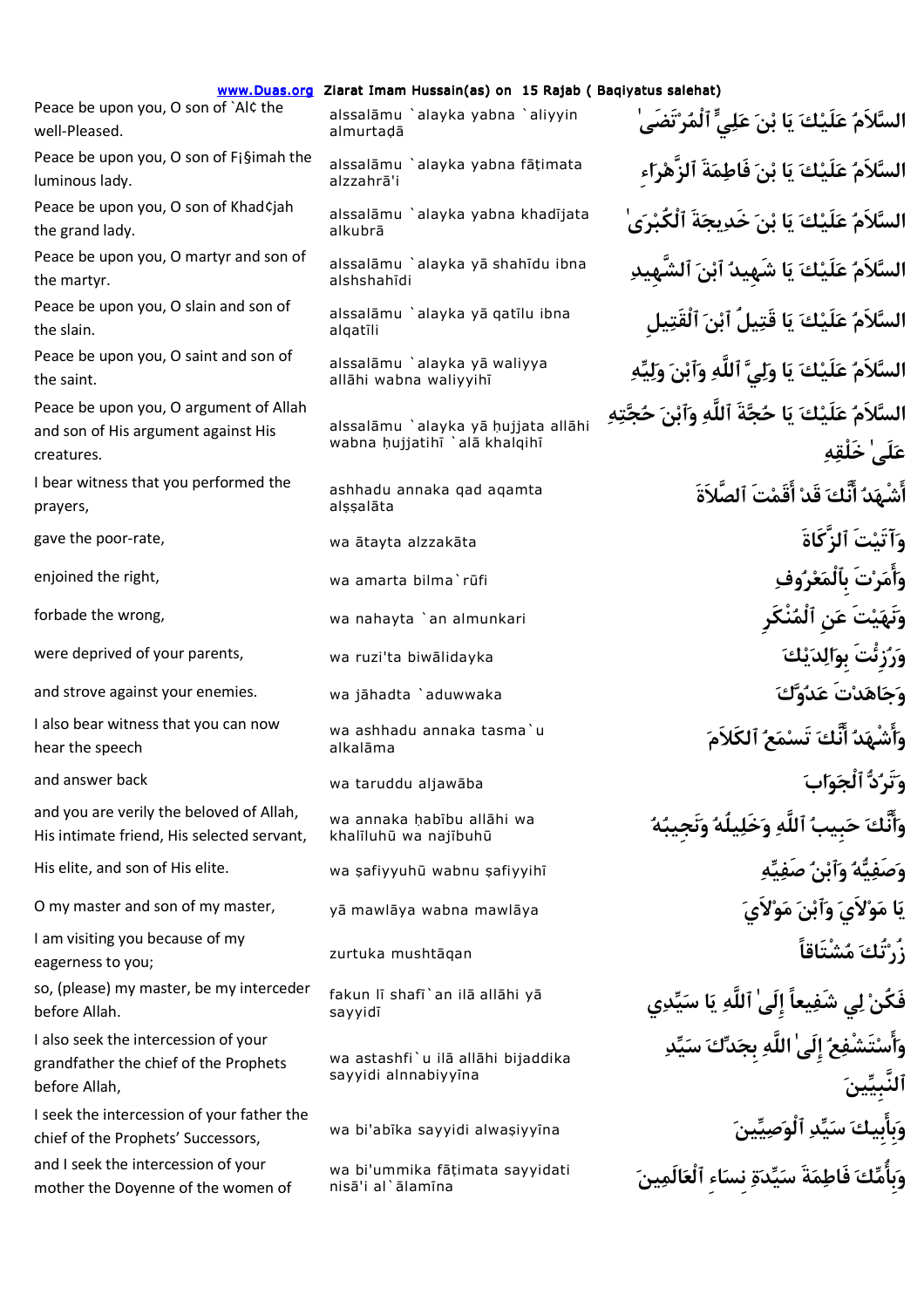www.Duas.org Ziarat Imam Hussain(as) on 15 Rajab ( Baqiyatus salehat)

| English | Transliteration | Arabic |
|---|---|---|
| Peace be upon you, O son of `Al¢ the well-Pleased. | alssalāmu `alayka yabna `aliyyin almurtaḍā | السَّلاَمُ عَلَيْكَ يَا بْنَ عَلِيٍّ ٱلْمُرْتَضَىٰ |
| Peace be upon you, O son of F¡§imah the luminous lady. | alssalāmu `alayka yabna fāṭimata alzzahrā'i | السَّلاَمُ عَلَيْكَ يَا بْنَ فَاطِمَةَ ٱلزَّهْرَاءِ |
| Peace be upon you, O son of Khad¢jah the grand lady. | alssalāmu `alayka yabna khadījata alkubrā | السَّلاَمُ عَلَيْكَ يَا بْنَ خَدِيجَةَ ٱلْكُبْرَىٰ |
| Peace be upon you, O martyr and son of the martyr. | alssalāmu `alayka yā shahīdu ibna alshshahīdi | السَّلاَمُ عَلَيْكَ يَا شَهِيدُ ٱبْنَ ٱلشَّهِيدِ |
| Peace be upon you, O slain and son of the slain. | alssalāmu `alayka yā qatīlu ibna alqatīli | السَّلاَمُ عَلَيْكَ يَا قَتِيلُ ٱبْنَ ٱلْقَتِيلِ |
| Peace be upon you, O saint and son of the saint. | alssalāmu `alayka yā waliyya allāhi wabna waliyyihī | السَّلاَمُ عَلَيْكَ يَا وَلِيَّ ٱللَّهِ وَٱبْنَ وَلِيِّهِ |
| Peace be upon you, O argument of Allah and son of His argument against His creatures. | alssalāmu `alayka yā ḥujjata allāhi wabna ḥujjatihī `alā khalqihī | السَّلاَمُ عَلَيْكَ يَا حُجَّةَ ٱللَّهِ وَٱبْنَ حُجَّتِهِ عَلَىٰ خَلْقِهِ |
| I bear witness that you performed the prayers, | ashhadu annaka qad aqamta alṣṣalāta | أَشْهَدُ أَنَّكَ قَدْ أَقَمْتَ ٱلصَّلاَةَ |
| gave the poor-rate, | wa ātayta alzzakāta | وَآتَيْتَ ٱلزَّكَاةَ |
| enjoined the right, | wa amarta bilma`rūfi | وَأَمَرْتَ بِٱلْمَعْرُوفِ |
| forbade the wrong, | wa nahayta `an almunkari | وَنَهَيْتَ عَنِ ٱلْمُنْكَرِ |
| were deprived of your parents, | wa ruzi'ta biwālidayka | وَرُزِئْتَ بِوَالِدَيْكَ |
| and strove against your enemies. | wa jāhadta `aduwwaka | وَجَاهَدْتَ عَدُوَّكَ |
| I also bear witness that you can now hear the speech | wa ashhadu annaka tasma`u alkalāma | وَأَشْهَدُ أَنَّكَ تَسْمَعُ ٱلْكَلاَمَ |
| and answer back | wa taruddu aljawāba | وَتَرُدُّ ٱلْجَوَابَ |
| and you are verily the beloved of Allah, His intimate friend, His selected servant, | wa annaka ḥabību allāhi wa khalīluhū wa najībuhū | وَأَنَّكَ حَبِيبُ ٱللَّهِ وَخَلِيلُهُ وَنَجِيبُهُ |
| His elite, and son of His elite. | wa ṣafiyyuhū wabnu ṣafiyyihī | وَصَفِيُّهُ وَٱبْنُ صَفِيِّهِ |
| O my master and son of my master, | yā mawlāya wabna mawlāya | يَا مَوْلاَيَ وَٱبْنَ مَوْلاَيَ |
| I am visiting you because of my eagerness to you; | zurtuka mushtāqan | زُرْتُكَ مُشْتَاقاً |
| so, (please) my master, be my interceder before Allah. | fakun lī shafī`an ilā allāhi yā sayyidī | فَكُنْ لِي شَفِيعاً إِلَىٰ ٱللَّهِ يَا سَيِّدِي |
| I also seek the intercession of your grandfather the chief of the Prophets before Allah, | wa astashfi`u ilā allāhi bijaddika sayyidi alnnabiyyīna | وَأَسْتَشْفِعُ إِلَىٰ ٱللَّهِ بِجَدِّكَ سَيِّدِ ٱلنَّبِيِّينَ |
| I seek the intercession of your father the chief of the Prophets' Successors, | wa bi'abīka sayyidi alwaṣiyyīna | وَبِأَبِيكَ سَيِّدِ ٱلْوَصِيِّينَ |
| and I seek the intercession of your mother the Doyenne of the women of | wa bi'ummika fāṭimata sayyidati nisā'i al`ālamīna | وَبِأُمِّكَ فَاطِمَةَ سَيِّدَةِ نِسَاءِ ٱلْعَالَمِينَ |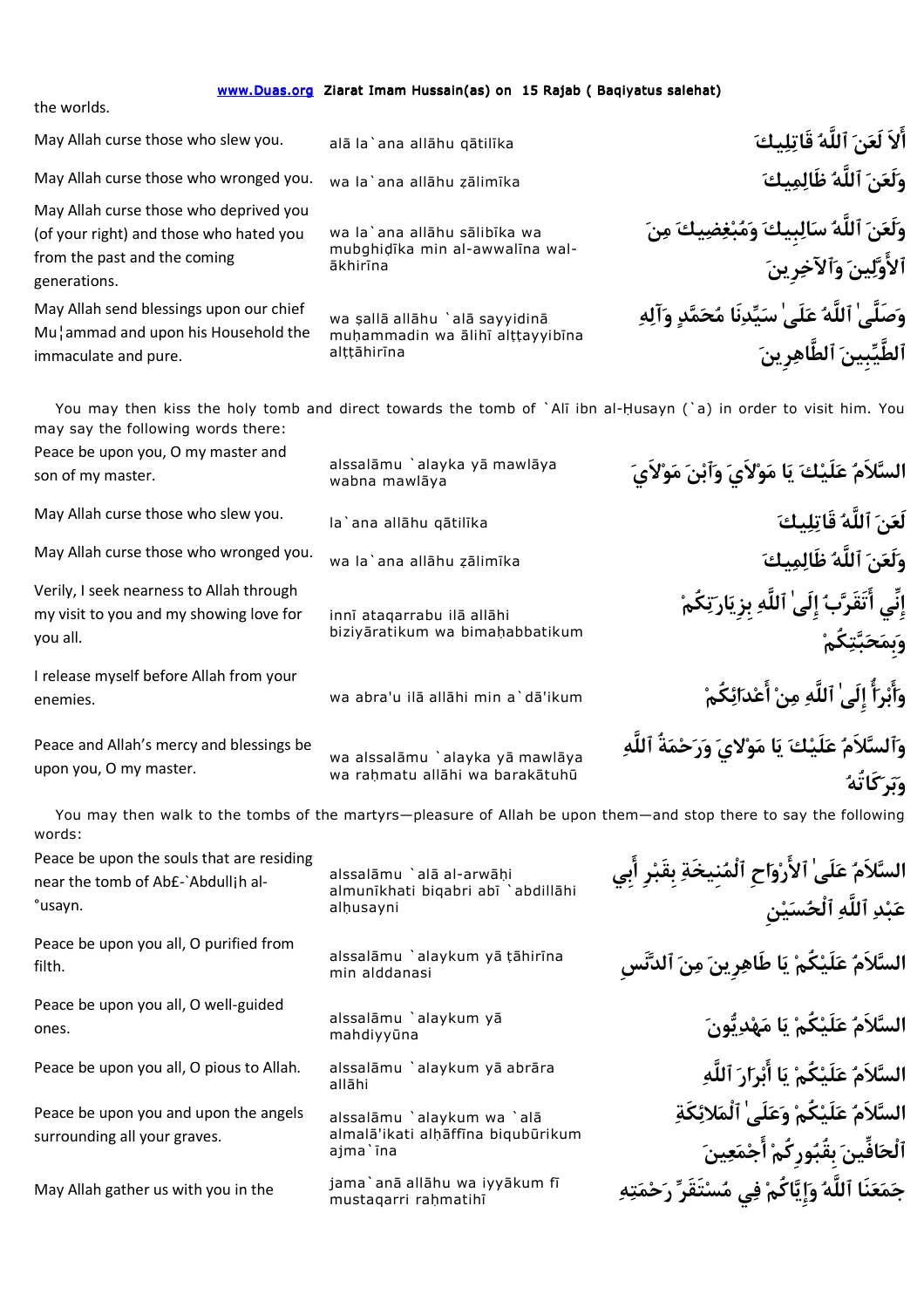the worlds.

| | | |
|---|---|---|
| May Allah curse those who slew you. | alā la`ana allāhu qātilīka | أَلاَ لَعَنَ ٱللَّهُ قَاتِلِيكَ |
| May Allah curse those who wronged you. | wa la`ana allāhu ẓālimīka | وَلَعَنَ ٱللَّهُ ظَالِمِيكَ |
| May Allah curse those who deprived you (of your right) and those who hated you from the past and the coming generations. | wa la`ana allāhu sālibīka wa mubghiḍīka min al-awwalīna wal-ākhirīna | وَلَعَنَ ٱللَّهُ سَالِبِيكَ وَمُبْغِضِيكَ مِنَ ٱلأَوَّلِينَ وَٱلآخِرِينَ |
| May Allah send blessings upon our chief Mu¦ammad and upon his Household the immaculate and pure. | wa ṣallā allāhu `alā sayyidinā muḥammadin wa ālihī alṭṭayyibīna alṭṭāhirīna | وَصَلَّىٰ ٱللَّهُ عَلَىٰ سَيِّدِنَا مُحَمَّدٍ وَآلِهِ ٱلطَّيِّبِينَ ٱلطَّاهِرِينَ |

You may then kiss the holy tomb and direct towards the tomb of `Alī ibn al-Ḥusayn (`a) in order to visit him. You may say the following words there:

| | | |
|---|---|---|
| Peace be upon you, O my master and son of my master. | alssalāmu `alayka yā mawlāya wabna mawlāya | السَّلاَمُ عَلَيْكَ يَا مَوْلاَيَ وَٱبْنَ مَوْلاَيَ |
| May Allah curse those who slew you. | la`ana allāhu qātilīka | لَعَنَ ٱللَّهُ قَاتِلِيكَ |
| May Allah curse those who wronged you. | wa la`ana allāhu ẓālimīka | وَلَعَنَ ٱللَّهُ ظَالِمِيكَ |
| Verily, I seek nearness to Allah through my visit to you and my showing love for you all. | innī ataqarrabu ilā allāhi biziyāratikum wa bimaḥabbatikum | إِنِّي أَتَقَرَّبُ إِلَىٰ ٱللَّهِ بِزِيَارَتِكُمْ وَبِمَحَبَّتِكُمْ |
| I release myself before Allah from your enemies. | wa abra'u ilā allāhi min a`dā'ikum | وَأَبْرَأُ إِلَىٰ ٱللَّهِ مِنْ أَعْدَائِكُمْ |
| Peace and Allah's mercy and blessings be upon you, O my master. | wa alssalāmu `alayka yā mawlāya wa raḥmatu allāhi wa barakātuhū | وَٱلسَّلاَمُ عَلَيْكَ يَا مَوْلايَ وَرَحْمَةُ ٱللَّهِ وَبَرَكَاتُهُ |

You may then walk to the tombs of the martyrs—pleasure of Allah be upon them—and stop there to say the following words:

| | | |
|---|---|---|
| Peace be upon the souls that are residing near the tomb of Ab£-`Abdull¡h al-°usayn. | alssalāmu `alā al-arwāḥi almunīkhati biqabri abī `abdillāhi alḥusayni | السَّلاَمُ عَلَىٰ ٱلأَرْوَاحِ ٱلْمُنِيخَةِ بِقَبْرِ أَبِي عَبْدِ ٱللَّهِ ٱلْحُسَيْنِ |
| Peace be upon you all, O purified from filth. | alssalāmu `alaykum yā ṭāhirīna min alddanasi | السَّلاَمُ عَلَيْكُمْ يَا طَاهِرِينَ مِنَ ٱلدَّنَسِ |
| Peace be upon you all, O well-guided ones. | alssalāmu `alaykum yā mahdiyyūna | السَّلاَمُ عَلَيْكُمْ يَا مَهْدِيُّونَ |
| Peace be upon you all, O pious to Allah. | alssalāmu `alaykum yā abrāra allāhi | السَّلاَمُ عَلَيْكُمْ يَا أَبْرَارَ ٱللَّهِ |
| Peace be upon you and upon the angels surrounding all your graves. | alssalāmu `alaykum wa `alā almalā'ikati alḥāffīna biqubūrikum ajma`īna | السَّلاَمُ عَلَيْكُمْ وَعَلَىٰ ٱلْمَلاَئِكَةِ ٱلْحَافِّينَ بِقُبُورِكُمْ أَجْمَعِينَ |
| May Allah gather us with you in the | jama`anā allāhu wa iyyākum fī mustaqarri raḥmatihī | جَمَعَنَا ٱللَّهُ وَإِيَّاكُمْ فِي مُسْتَقَرِّ رَحْمَتِهِ |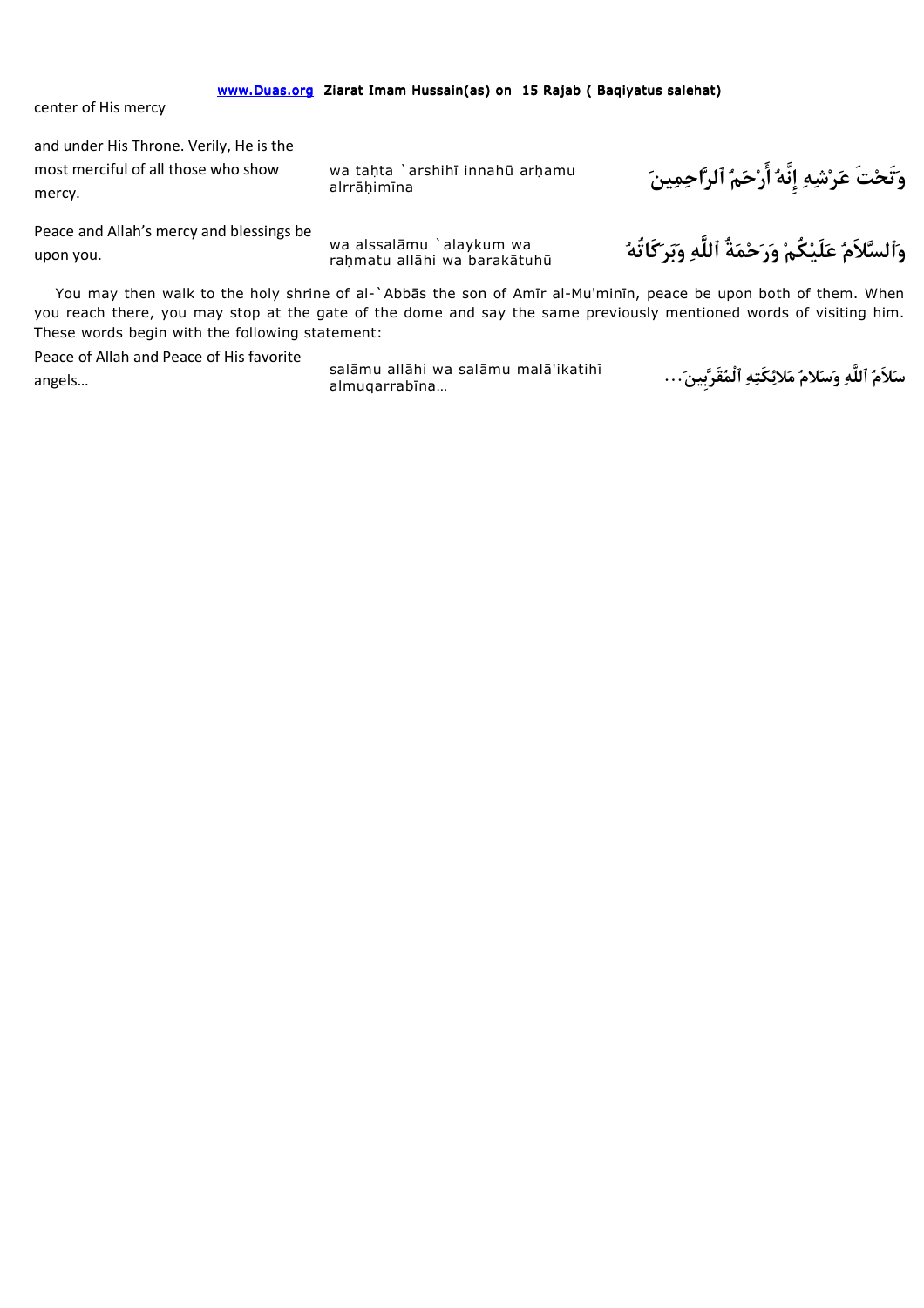center of His mercy

| | | |
|---|---|---|
| and under His Throne. Verily, He is the most merciful of all those who show mercy. | wa taḥta `arshihī innahū arḥamu alrrāḥimīna | وَتَحْتَ عَرْشِهِ إِنَّهُ أَرْحَمُ ٱلرَّاحِمِينَ |
| Peace and Allah's mercy and blessings be upon you. | wa alssalāmu `alaykum wa raḥmatu allāhi wa barakātuhū | وَٱلسَّلاَمُ عَلَيْكُمْ وَرَحْمَةُ ٱللَّهِ وَبَرَكَاتُهُ |

You may then walk to the holy shrine of al-`Abbās the son of Amīr al-Mu'minīn, peace be upon both of them. When you reach there, you may stop at the gate of the dome and say the same previously mentioned words of visiting him. These words begin with the following statement:

| | | |
|---|---|---|
| Peace of Allah and Peace of His favorite angels… | salāmu allāhi wa salāmu malā'ikatihī almuqarrabīna… | سَلاَمُ ٱللَّهِ وَسَلامُ مَلاَئِكَتِهِ ٱلْمُقَرَّبِينَ… |